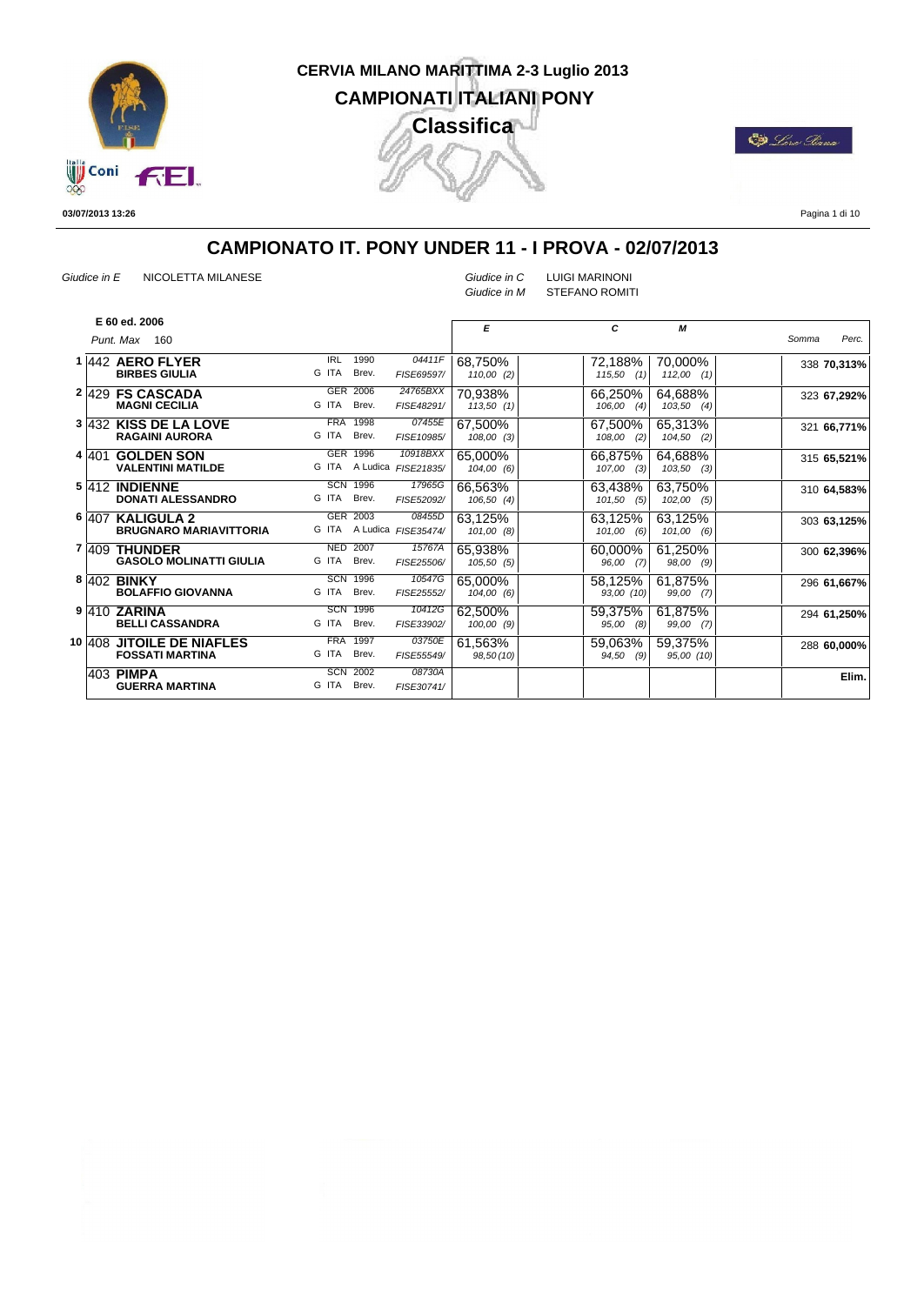# CERVIA MILANO MARITTIMA 2-3 Luglio 2013

## CAMPIONATI ITALIANI PONY

### Classifica

03/07/2013 13:26

## CAMPIONATO IT. PONY UNDER 11 - I PROVA - 02/07/2013

*Giudice in E* NICOLETTA MILANESE

*Giudice in C* LUIGI MARINONI

*Giudice in M* STEFANO ROMITI

**E 60 ed. 2006**

*Punt. Max* 160

| | | | | | E | C | M | Somma | Perc. |
|---|---|---|---|---|---|---|---|---|---|
| 1 | 442 **AERO FLYER** **BIRBES GIULIA** | IRL 1990 G ITA Brev. | 04411F FISE69597/ | | 68,750% 110,00 (2) | 72,188% 115,50 (1) | 70,000% 112,00 (1) | 338 | **70,313%** |
| 2 | 429 **FS CASCADA** **MAGNI CECILIA** | GER 2006 G ITA Brev. | 24765BXX FISE48291/ | | 70,938% 113,50 (1) | 66,250% 106,00 (4) | 64,688% 103,50 (4) | 323 | **67,292%** |
| 3 | 432 **KISS DE LA LOVE** **RAGAINI AURORA** | FRA 1998 G ITA Brev. | 07455E FISE10985/ | | 67,500% 108,00 (3) | 67,500% 108,00 (2) | 65,313% 104,50 (2) | 321 | **66,771%** |
| 4 | 401 **GOLDEN SON** **VALENTINI MATILDE** | GER 1996 G ITA A Ludica | 10918BXX FISE21835/ | | 65,000% 104,00 (6) | 66,875% 107,00 (3) | 64,688% 103,50 (3) | 315 | **65,521%** |
| 5 | 412 **INDIENNE** **DONATI ALESSANDRO** | SCN 1996 G ITA Brev. | 17965G FISE52092/ | | 66,563% 106,50 (4) | 63,438% 101,50 (5) | 63,750% 102,00 (5) | 310 | **64,583%** |
| 6 | 407 **KALIGULA 2** **BRUGNARO MARIAVITTORIA** | GER 2003 G ITA A Ludica | 08455D FISE35474/ | | 63,125% 101,00 (8) | 63,125% 101,00 (6) | 63,125% 101,00 (6) | 303 | **63,125%** |
| 7 | 409 **THUNDER** **GASOLO MOLINATTI GIULIA** | NED 2007 G ITA Brev. | 15767A FISE25506/ | | 65,938% 105,50 (5) | 60,000% 96,00 (7) | 61,250% 98,00 (9) | 300 | **62,396%** |
| 8 | 402 **BINKY** **BOLAFFIO GIOVANNA** | SCN 1996 G ITA Brev. | 10547G FISE25552/ | | 65,000% 104,00 (6) | 58,125% 93,00 (10) | 61,875% 99,00 (7) | 296 | **61,667%** |
| 9 | 410 **ZARINA** **BELLI CASSANDRA** | SCN 1996 G ITA Brev. | 10412G FISE33902/ | | 62,500% 100,00 (9) | 59,375% 95,00 (8) | 61,875% 99,00 (7) | 294 | **61,250%** |
| 10 | 408 **JITOILE DE NIAFLES** **FOSSATI MARTINA** | FRA 1997 G ITA Brev. | 03750E FISE55549/ | | 61,563% 98,50 (10) | 59,063% 94,50 (9) | 59,375% 95,00 (10) | 288 | **60,000%** |
| | 403 **PIMPA** **GUERRA MARTINA** | SCN 2002 G ITA Brev. | 08730A FISE30741/ | | | | | | **Elim.** |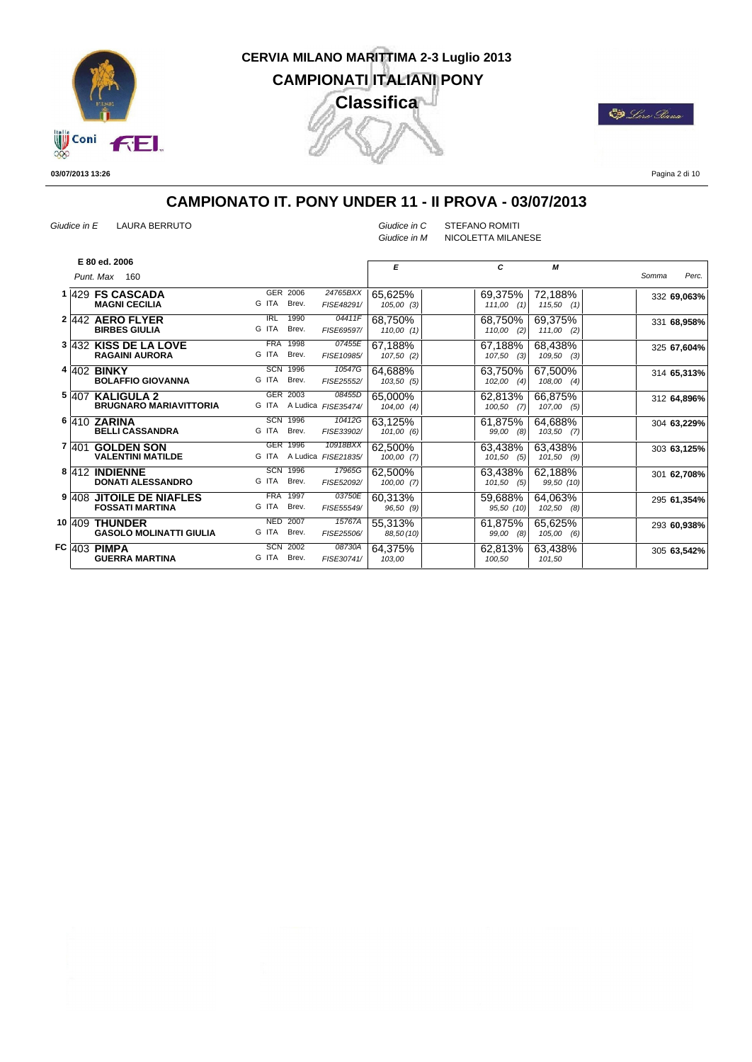# CERVIA MILANO MARITTIMA 2-3 Luglio 2013

## CAMPIONATI ITALIANI PONY

### Classifica

03/07/2013 13:26

## CAMPIONATO IT. PONY UNDER 11 - II PROVA - 03/07/2013

*Giudice in E* LAURA BERRUTO

*Giudice in C* STEFANO ROMITI
*Giudice in M* NICOLETTA MILANESE

**E 80 ed. 2006**
*Punt. Max* 160

| Pos. | N. | Cavallo / Cavaliere | Naz. / Anno | Passaporto | E | C | M | Somma | Perc. |
|---|---|---|---|---|---|---|---|---|---|
| 1 | 429 | **FS CASCADA** / **MAGNI CECILIA** | GER 2006 / G ITA Brev. | 24765BXX / FISE48291/ | 65,625% *105,00 (3)* | 69,375% *111,00 (1)* | 72,188% *115,50 (1)* | 332 | **69,063%** |
| 2 | 442 | **AERO FLYER** / **BIRBES GIULIA** | IRL 1990 / G ITA Brev. | 04411F / FISE69597/ | 68,750% *110,00 (1)* | 68,750% *110,00 (2)* | 69,375% *111,00 (2)* | 331 | **68,958%** |
| 3 | 432 | **KISS DE LA LOVE** / **RAGAINI AURORA** | FRA 1998 / G ITA Brev. | 07455E / FISE10985/ | 67,188% *107,50 (2)* | 67,188% *107,50 (3)* | 68,438% *109,50 (3)* | 325 | **67,604%** |
| 4 | 402 | **BINKY** / **BOLAFFIO GIOVANNA** | SCN 1996 / G ITA Brev. | 10547G / FISE25552/ | 64,688% *103,50 (5)* | 63,750% *102,00 (4)* | 67,500% *108,00 (4)* | 314 | **65,313%** |
| 5 | 407 | **KALIGULA 2** / **BRUGNARO MARIAVITTORIA** | GER 2003 / G ITA A Ludica | 08455D / FISE35474/ | 65,000% *104,00 (4)* | 62,813% *100,50 (7)* | 66,875% *107,00 (5)* | 312 | **64,896%** |
| 6 | 410 | **ZARINA** / **BELLI CASSANDRA** | SCN 1996 / G ITA Brev. | 10412G / FISE33902/ | 63,125% *101,00 (6)* | 61,875% *99,00 (8)* | 64,688% *103,50 (7)* | 304 | **63,229%** |
| 7 | 401 | **GOLDEN SON** / **VALENTINI MATILDE** | GER 1996 / G ITA A Ludica | 10918BXX / FISE21835/ | 62,500% *100,00 (7)* | 63,438% *101,50 (5)* | 63,438% *101,50 (9)* | 303 | **63,125%** |
| 8 | 412 | **INDIENNE** / **DONATI ALESSANDRO** | SCN 1996 / G ITA Brev. | 17965G / FISE52092/ | 62,500% *100,00 (7)* | 63,438% *101,50 (5)* | 62,188% *99,50 (10)* | 301 | **62,708%** |
| 9 | 408 | **JITOILE DE NIAFLES** / **FOSSATI MARTINA** | FRA 1997 / G ITA Brev. | 03750E / FISE55549/ | 60,313% *96,50 (9)* | 59,688% *95,50 (10)* | 64,063% *102,50 (8)* | 295 | **61,354%** |
| 10 | 409 | **THUNDER** / **GASOLO MOLINATTI GIULIA** | NED 2007 / G ITA Brev. | 15767A / FISE25506/ | 55,313% *88,50 (10)* | 61,875% *99,00 (8)* | 65,625% *105,00 (6)* | 293 | **60,938%** |
| FC | 403 | **PIMPA** / **GUERRA MARTINA** | SCN 2002 / G ITA Brev. | 08730A / FISE30741/ | 64,375% *103,00* | 62,813% *100,50* | 63,438% *101,50* | 305 | **63,542%** |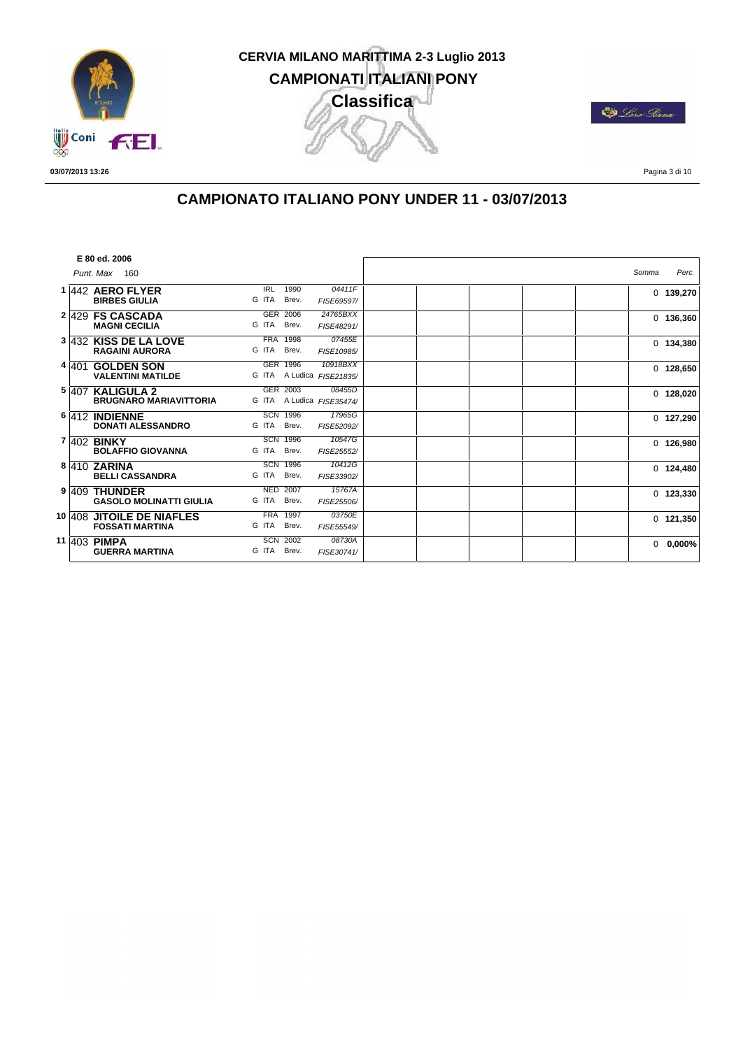CERVIA MILANO MARITTIMA 2-3 Luglio 2013

CAMPIONATI ITALIANI PONY

Classifica

03/07/2013 13:26

## CAMPIONATO ITALIANO PONY UNDER 11 - 03/07/2013

**E 80 ed. 2006**

*Punt. Max* 160

| | | Cavallo / Cavaliere | | | | | | | | | Somma | Perc. |
|---|---|---|---|---|---|---|---|---|---|---|---|---|
| 1 | 442 | **AERO FLYER** / **BIRBES GIULIA** | IRL 1990 / G ITA Brev. | *04411F* / *FISE69597/* | | | | | | | 0 | **139,270** |
| 2 | 429 | **FS CASCADA** / **MAGNI CECILIA** | GER 2006 / G ITA Brev. | *24765BXX* / *FISE48291/* | | | | | | | 0 | **136,360** |
| 3 | 432 | **KISS DE LA LOVE** / **RAGAINI AURORA** | FRA 1998 / G ITA Brev. | *07455E* / *FISE10985/* | | | | | | | 0 | **134,380** |
| 4 | 401 | **GOLDEN SON** / **VALENTINI MATILDE** | GER 1996 / G ITA A Ludica | *10918BXX* / *FISE21835/* | | | | | | | 0 | **128,650** |
| 5 | 407 | **KALIGULA 2** / **BRUGNARO MARIAVITTORIA** | GER 2003 / G ITA A Ludica | *08455D* / *FISE35474/* | | | | | | | 0 | **128,020** |
| 6 | 412 | **INDIENNE** / **DONATI ALESSANDRO** | SCN 1996 / G ITA Brev. | *17965G* / *FISE52092/* | | | | | | | 0 | **127,290** |
| 7 | 402 | **BINKY** / **BOLAFFIO GIOVANNA** | SCN 1996 / G ITA Brev. | *10547G* / *FISE25552/* | | | | | | | 0 | **126,980** |
| 8 | 410 | **ZARINA** / **BELLI CASSANDRA** | SCN 1996 / G ITA Brev. | *10412G* / *FISE33902/* | | | | | | | 0 | **124,480** |
| 9 | 409 | **THUNDER** / **GASOLO MOLINATTI GIULIA** | NED 2007 / G ITA Brev. | *15767A* / *FISE25506/* | | | | | | | 0 | **123,330** |
| 10 | 408 | **JITOILE DE NIAFLES** / **FOSSATI MARTINA** | FRA 1997 / G ITA Brev. | *03750E* / *FISE55549/* | | | | | | | 0 | **121,350** |
| 11 | 403 | **PIMPA** / **GUERRA MARTINA** | SCN 2002 / G ITA Brev. | *08730A* / *FISE30741/* | | | | | | | 0 | **0,000%** |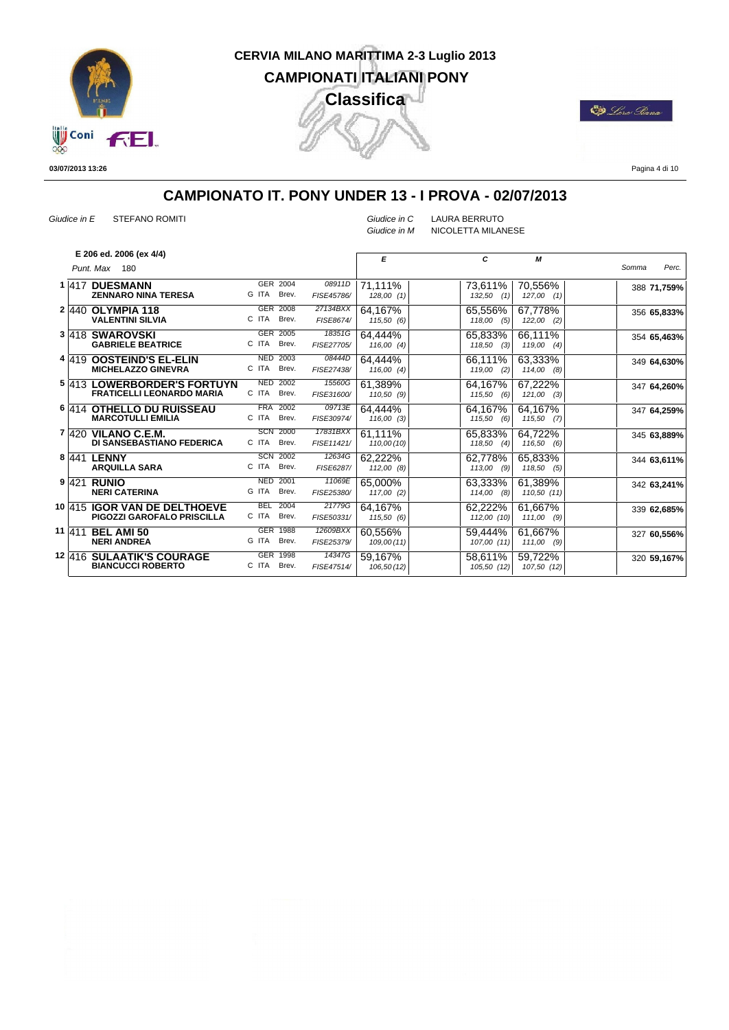# CERVIA MILANO MARITTIMA 2-3 Luglio 2013

## CAMPIONATI ITALIANI PONY

### Classifica

03/07/2013 13:26

## CAMPIONATO IT. PONY UNDER 13 - I PROVA - 02/07/2013

*Giudice in E* STEFANO ROMITI

*Giudice in C* LAURA BERRUTO
*Giudice in M* NICOLETTA MILANESE

**E 206 ed. 2006 (ex 4/4)**
*Punt. Max* 180

| Pos. | N. | Cavallo / Cavaliere | Naz. / Anno | | E | C | M | Somma | Perc. |
|---|---|---|---|---|---|---|---|---|---|
| 1 | 417 | **DUESMANN** **ZENNARO NINA TERESA** | GER 2004 G ITA Brev. | 08911D FISE45786/ | 71,111% 128,00 (1) | 73,611% 132,50 (1) | 70,556% 127,00 (1) | 388 | **71,759%** |
| 2 | 440 | **OLYMPIA 118** **VALENTINI SILVIA** | GER 2008 C ITA Brev. | 27134BXX FISE8674/ | 64,167% 115,50 (6) | 65,556% 118,00 (5) | 67,778% 122,00 (2) | 356 | **65,833%** |
| 3 | 418 | **SWAROVSKI** **GABRIELE BEATRICE** | GER 2005 C ITA Brev. | 18351G FISE27705/ | 64,444% 116,00 (4) | 65,833% 118,50 (3) | 66,111% 119,00 (4) | 354 | **65,463%** |
| 4 | 419 | **OOSTEIND'S EL-ELIN** **MICHELAZZO GINEVRA** | NED 2003 C ITA Brev. | 08444D FISE27438/ | 64,444% 116,00 (4) | 66,111% 119,00 (2) | 63,333% 114,00 (8) | 349 | **64,630%** |
| 5 | 413 | **LOWERBORDER'S FORTUYN** **FRATICELLI LEONARDO MARIA** | NED 2002 C ITA Brev. | 15560G FISE31600/ | 61,389% 110,50 (9) | 64,167% 115,50 (6) | 67,222% 121,00 (3) | 347 | **64,260%** |
| 6 | 414 | **OTHELLO DU RUISSEAU** **MARCOTULLI EMILIA** | FRA 2002 C ITA Brev. | 09713E FISE30974/ | 64,444% 116,00 (3) | 64,167% 115,50 (6) | 64,167% 115,50 (7) | 347 | **64,259%** |
| 7 | 420 | **VILANO C.E.M.** **DI SANSEBASTIANO FEDERICA** | SCN 2000 C ITA Brev. | 17831BXX FISE11421/ | 61,111% 110,00 (10) | 65,833% 118,50 (4) | 64,722% 116,50 (6) | 345 | **63,889%** |
| 8 | 441 | **LENNY** **ARQUILLA SARA** | SCN 2002 C ITA Brev. | 12634G FISE6287/ | 62,222% 112,00 (8) | 62,778% 113,00 (9) | 65,833% 118,50 (5) | 344 | **63,611%** |
| 9 | 421 | **RUNIO** **NERI CATERINA** | NED 2001 G ITA Brev. | 11069E FISE25380/ | 65,000% 117,00 (2) | 63,333% 114,00 (8) | 61,389% 110,50 (11) | 342 | **63,241%** |
| 10 | 415 | **IGOR VAN DE DELTHOEVE** **PIGOZZI GAROFALO PRISCILLA** | BEL 2004 C ITA Brev. | 21779G FISE50331/ | 64,167% 115,50 (6) | 62,222% 112,00 (10) | 61,667% 111,00 (9) | 339 | **62,685%** |
| 11 | 411 | **BEL AMI 50** **NERI ANDREA** | GER 1988 G ITA Brev. | 12609BXX FISE25379/ | 60,556% 109,00 (11) | 59,444% 107,00 (11) | 61,667% 111,00 (9) | 327 | **60,556%** |
| 12 | 416 | **SULAATIK'S COURAGE** **BIANCUCCI ROBERTO** | GER 1998 C ITA Brev. | 14347G FISE47514/ | 59,167% 106,50 (12) | 58,611% 105,50 (12) | 59,722% 107,50 (12) | 320 | **59,167%** |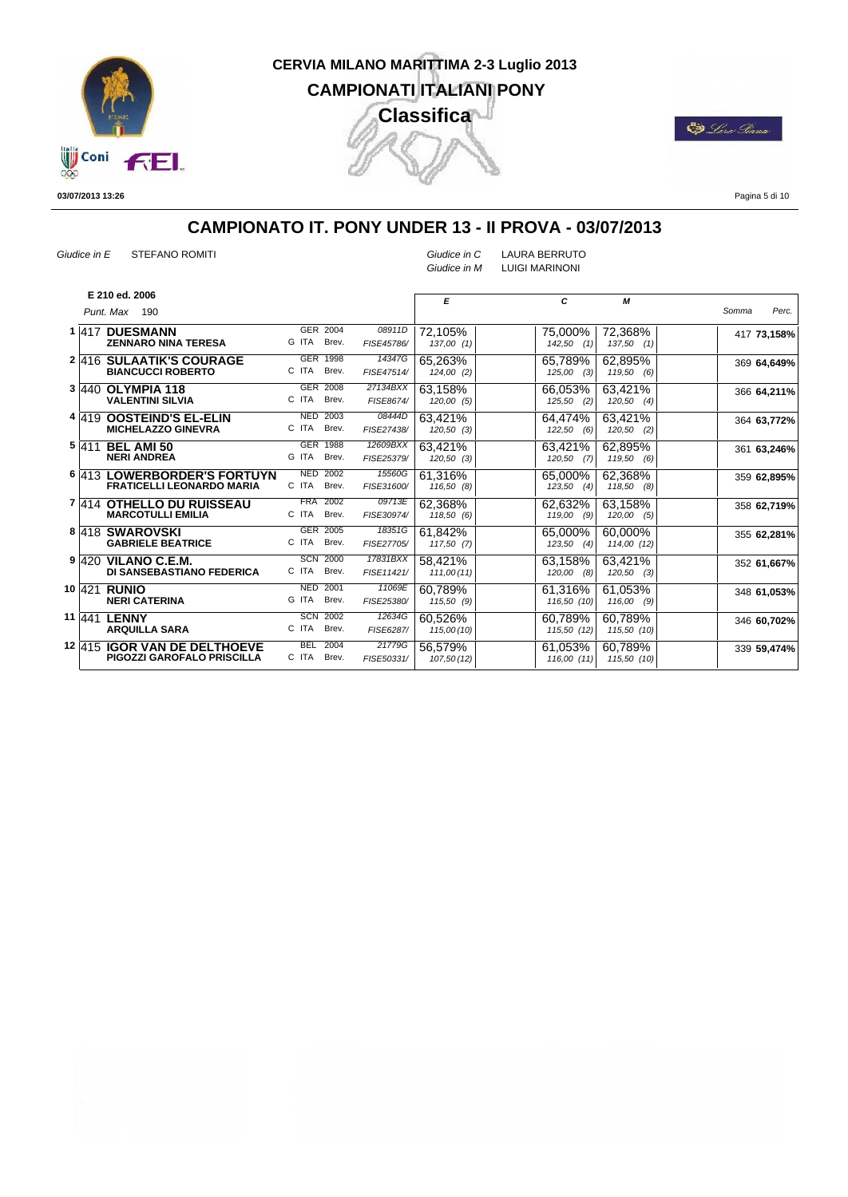# CERVIA MILANO MARITTIMA 2-3 Luglio 2013

## CAMPIONATI ITALIANI PONY

### Classifica

03/07/2013 13:26

## CAMPIONATO IT. PONY UNDER 13 - II PROVA - 03/07/2013

*Giudice in E* STEFANO ROMITI

*Giudice in C* LAURA BERRUTO
*Giudice in M* LUIGI MARINONI

**E 210 ed. 2006**
*Punt. Max* 190

| Pos. | N. | Cavallo / Cavaliere | Naz. / Anno | Patente / Passaporto | E | C | M | Somma | Perc. |
|---|---|---|---|---|---|---|---|---|---|
| 1 | 417 | **DUESMANN** / **ZENNARO NINA TERESA** | GER 2004 / G ITA Brev. | *08911D* / *FISE45786/* | 72,105% *137,00 (1)* | 75,000% *142,50 (1)* | 72,368% *137,50 (1)* | 417 | **73,158%** |
| 2 | 416 | **SULAATIK'S COURAGE** / **BIANCUCCI ROBERTO** | GER 1998 / C ITA Brev. | *14347G* / *FISE47514/* | 65,263% *124,00 (2)* | 65,789% *125,00 (3)* | 62,895% *119,50 (6)* | 369 | **64,649%** |
| 3 | 440 | **OLYMPIA 118** / **VALENTINI SILVIA** | GER 2008 / C ITA Brev. | *27134BXX* / *FISE8674/* | 63,158% *120,00 (5)* | 66,053% *125,50 (2)* | 63,421% *120,50 (4)* | 366 | **64,211%** |
| 4 | 419 | **OOSTEIND'S EL-ELIN** / **MICHELAZZO GINEVRA** | NED 2003 / C ITA Brev. | *08444D* / *FISE27438/* | 63,421% *120,50 (3)* | 64,474% *122,50 (6)* | 63,421% *120,50 (2)* | 364 | **63,772%** |
| 5 | 411 | **BEL AMI 50** / **NERI ANDREA** | GER 1988 / G ITA Brev. | *12609BXX* / *FISE25379/* | 63,421% *120,50 (3)* | 63,421% *120,50 (7)* | 62,895% *119,50 (6)* | 361 | **63,246%** |
| 6 | 413 | **LOWERBORDER'S FORTUYN** / **FRATICELLI LEONARDO MARIA** | NED 2002 / C ITA Brev. | *15560G* / *FISE31600/* | 61,316% *116,50 (8)* | 65,000% *123,50 (4)* | 62,368% *118,50 (8)* | 359 | **62,895%** |
| 7 | 414 | **OTHELLO DU RUISSEAU** / **MARCOTULLI EMILIA** | FRA 2002 / C ITA Brev. | *09713E* / *FISE30974/* | 62,368% *118,50 (6)* | 62,632% *119,00 (9)* | 63,158% *120,00 (5)* | 358 | **62,719%** |
| 8 | 418 | **SWAROVSKI** / **GABRIELE BEATRICE** | GER 2005 / C ITA Brev. | *18351G* / *FISE27705/* | 61,842% *117,50 (7)* | 65,000% *123,50 (4)* | 60,000% *114,00 (12)* | 355 | **62,281%** |
| 9 | 420 | **VILANO C.E.M.** / **DI SANSEBASTIANO FEDERICA** | SCN 2000 / C ITA Brev. | *17831BXX* / *FISE11421/* | 58,421% *111,00 (11)* | 63,158% *120,00 (8)* | 63,421% *120,50 (3)* | 352 | **61,667%** |
| 10 | 421 | **RUNIO** / **NERI CATERINA** | NED 2001 / G ITA Brev. | *11069E* / *FISE25380/* | 60,789% *115,50 (9)* | 61,316% *116,50 (10)* | 61,053% *116,00 (9)* | 348 | **61,053%** |
| 11 | 441 | **LENNY** / **ARQUILLA SARA** | SCN 2002 / C ITA Brev. | *12634G* / *FISE6287/* | 60,526% *115,00 (10)* | 60,789% *115,50 (12)* | 60,789% *115,50 (10)* | 346 | **60,702%** |
| 12 | 415 | **IGOR VAN DE DELTHOEVE** / **PIGOZZI GAROFALO PRISCILLA** | BEL 2004 / C ITA Brev. | *21779G* / *FISE50331/* | 56,579% *107,50 (12)* | 61,053% *116,00 (11)* | 60,789% *115,50 (10)* | 339 | **59,474%** |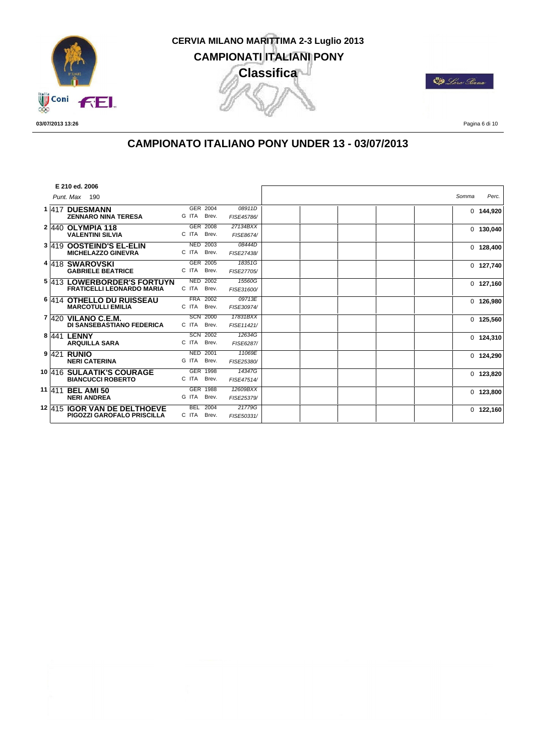# CERVIA MILANO MARITTIMA 2-3 Luglio 2013

## CAMPIONATI ITALIANI PONY

### Classifica

03/07/2013 13:26

## CAMPIONATO ITALIANO PONY UNDER 13 - 03/07/2013

**E 210 ed. 2006**

*Punt. Max* 190

| | Pony / Cavaliere | | | | | | | | Somma | Perc. |
|---|---|---|---|---|---|---|---|---|---|---|
| 1 | 417 **DUESMANN** / **ZENNARO NINA TERESA** | GER 2004 / G ITA Brev. | 08911D / FISE45786/ | | | | | | 0 | **144,920** |
| 2 | 440 **OLYMPIA 118** / **VALENTINI SILVIA** | GER 2008 / C ITA Brev. | 27134BXX / FISE8674/ | | | | | | 0 | **130,040** |
| 3 | 419 **OOSTEIND'S EL-ELIN** / **MICHELAZZO GINEVRA** | NED 2003 / C ITA Brev. | 08444D / FISE27438/ | | | | | | 0 | **128,400** |
| 4 | 418 **SWAROVSKI** / **GABRIELE BEATRICE** | GER 2005 / C ITA Brev. | 18351G / FISE27705/ | | | | | | 0 | **127,740** |
| 5 | 413 **LOWERBORDER'S FORTUYN** / **FRATICELLI LEONARDO MARIA** | NED 2002 / C ITA Brev. | 15560G / FISE31600/ | | | | | | 0 | **127,160** |
| 6 | 414 **OTHELLO DU RUISSEAU** / **MARCOTULLI EMILIA** | FRA 2002 / C ITA Brev. | 09713E / FISE30974/ | | | | | | 0 | **126,980** |
| 7 | 420 **VILANO C.E.M.** / **DI SANSEBASTIANO FEDERICA** | SCN 2000 / C ITA Brev. | 17831BXX / FISE11421/ | | | | | | 0 | **125,560** |
| 8 | 441 **LENNY** / **ARQUILLA SARA** | SCN 2002 / C ITA Brev. | 12634G / FISE6287/ | | | | | | 0 | **124,310** |
| 9 | 421 **RUNIO** / **NERI CATERINA** | NED 2001 / G ITA Brev. | 11069E / FISE25380/ | | | | | | 0 | **124,290** |
| 10 | 416 **SULAATIK'S COURAGE** / **BIANCUCCI ROBERTO** | GER 1998 / C ITA Brev. | 14347G / FISE47514/ | | | | | | 0 | **123,820** |
| 11 | 411 **BEL AMI 50** / **NERI ANDREA** | GER 1988 / G ITA Brev. | 12609BXX / FISE25379/ | | | | | | 0 | **123,800** |
| 12 | 415 **IGOR VAN DE DELTHOEVE** / **PIGOZZI GAROFALO PRISCILLA** | BEL 2004 / C ITA Brev. | 21779G / FISE50331/ | | | | | | 0 | **122,160** |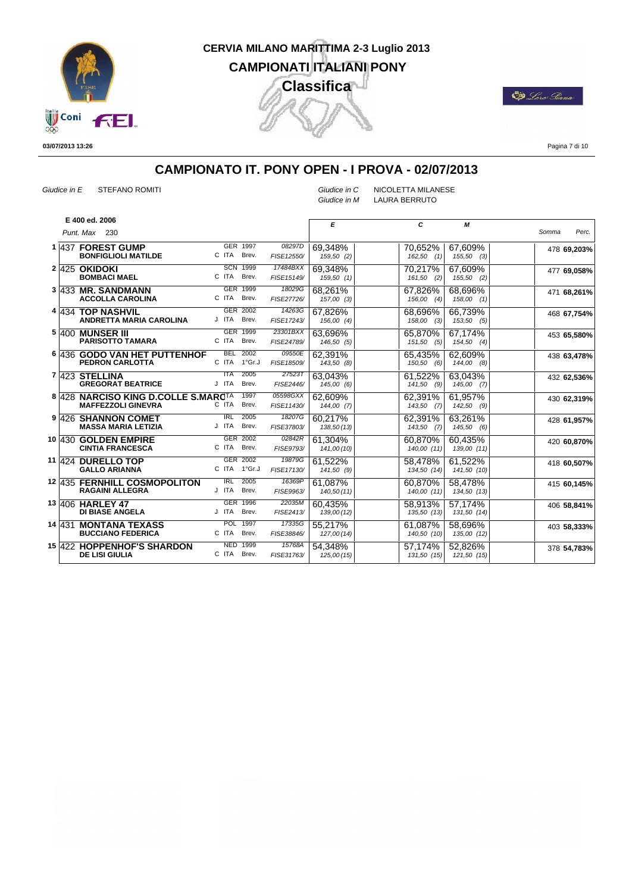**CERVIA MILANO MARITTIMA 2-3 Luglio 2013**

**CAMPIONATI ITALIANI PONY**

**Classifica**

03/07/2013 13:26

## CAMPIONATO IT. PONY OPEN - I PROVA - 02/07/2013

*Giudice in E* STEFANO ROMITI

*Giudice in C* NICOLETTA MILANESE

*Giudice in M* LAURA BERRUTO

**E 400 ed. 2006**

*Punt. Max* 230

| | N. | Cavallo / Cavaliere | | | | E | C | M | Somma | Perc. |
|---|---|---|---|---|---|---|---|---|---|---|
| 1 | 437 | **FOREST GUMP** / **BONFIGLIOLI MATILDE** | GER 1997 / C ITA | Brev. | 08297D / FISE12550/ | 69,348% / 159,50 (2) | 70,652% / 162,50 (1) | 67,609% / 155,50 (3) | 478 | **69,203%** |
| 2 | 425 | **OKIDOKI** / **BOMBACI MAEL** | SCN 1999 / C ITA | Brev. | 17484BXX / FISE15149/ | 69,348% / 159,50 (1) | 70,217% / 161,50 (2) | 67,609% / 155,50 (2) | 477 | **69,058%** |
| 3 | 433 | **MR. SANDMANN** / **ACCOLLA CAROLINA** | GER 1999 / C ITA | Brev. | 18029G / FISE27726/ | 68,261% / 157,00 (3) | 67,826% / 156,00 (4) | 68,696% / 158,00 (1) | 471 | **68,261%** |
| 4 | 434 | **TOP NASHVIL** / **ANDRETTA MARIA CAROLINA** | GER 2002 / J ITA | Brev. | 14263G / FISE17243/ | 67,826% / 156,00 (4) | 68,696% / 158,00 (3) | 66,739% / 153,50 (5) | 468 | **67,754%** |
| 5 | 400 | **MUNSER III** / **PARISOTTO TAMARA** | GER 1999 / C ITA | Brev. | 23301BXX / FISE24789/ | 63,696% / 146,50 (5) | 65,870% / 151,50 (5) | 67,174% / 154,50 (4) | 453 | **65,580%** |
| 6 | 436 | **GODO VAN HET PUTTENHOF** / **PEDRON CARLOTTA** | BEL 2002 / C ITA | 1°Gr.J | 09550E / FISE18509/ | 62,391% / 143,50 (8) | 65,435% / 150,50 (6) | 62,609% / 144,00 (8) | 438 | **63,478%** |
| 7 | 423 | **STELLINA** / **GREGORAT BEATRICE** | ITA 2005 / J ITA | Brev. | 27523T / FISE2446/ | 63,043% / 145,00 (6) | 61,522% / 141,50 (9) | 63,043% / 145,00 (7) | 432 | **62,536%** |
| 8 | 428 | **NARCISO KING D.COLLE S.MARC** / **MAFFEZZOLI GINEVRA** | ITA 1997 / C ITA | Brev. | 05598GXX / FISE11430/ | 62,609% / 144,00 (7) | 62,391% / 143,50 (7) | 61,957% / 142,50 (9) | 430 | **62,319%** |
| 9 | 426 | **SHANNON COMET** / **MASSA MARIA LETIZIA** | IRL 2005 / J ITA | Brev. | 18207G / FISE37803/ | 60,217% / 138,50 (13) | 62,391% / 143,50 (7) | 63,261% / 145,50 (6) | 428 | **61,957%** |
| 10 | 430 | **GOLDEN EMPIRE** / **CINTIA FRANCESCA** | GER 2002 / C ITA | Brev. | 02842R / FISE9793/ | 61,304% / 141,00 (10) | 60,870% / 140,00 (11) | 60,435% / 139,00 (11) | 420 | **60,870%** |
| 11 | 424 | **DURELLO TOP** / **GALLO ARIANNA** | GER 2002 / C ITA | 1°Gr.J | 19879G / FISE17130/ | 61,522% / 141,50 (9) | 58,478% / 134,50 (14) | 61,522% / 141,50 (10) | 418 | **60,507%** |
| 12 | 435 | **FERNHILL COSMOPOLITON** / **RAGAINI ALLEGRA** | IRL 2005 / J ITA | Brev. | 16369P / FISE9963/ | 61,087% / 140,50 (11) | 60,870% / 140,00 (11) | 58,478% / 134,50 (13) | 415 | **60,145%** |
| 13 | 406 | **HARLEY 47** / **DI BIASE ANGELA** | GER 1996 / J ITA | Brev. | 22035M / FISE2413/ | 60,435% / 139,00 (12) | 58,913% / 135,50 (13) | 57,174% / 131,50 (14) | 406 | **58,841%** |
| 14 | 431 | **MONTANA TEXASS** / **BUCCIANO FEDERICA** | POL 1997 / C ITA | Brev. | 17335G / FISE38846/ | 55,217% / 127,00 (14) | 61,087% / 140,50 (10) | 58,696% / 135,00 (12) | 403 | **58,333%** |
| 15 | 422 | **HOPPENHOF'S SHARDON** / **DE LISI GIULIA** | NED 1999 / C ITA | Brev. | 15768A / FISE31763/ | 54,348% / 125,00 (15) | 57,174% / 131,50 (15) | 52,826% / 121,50 (15) | 378 | **54,783%** |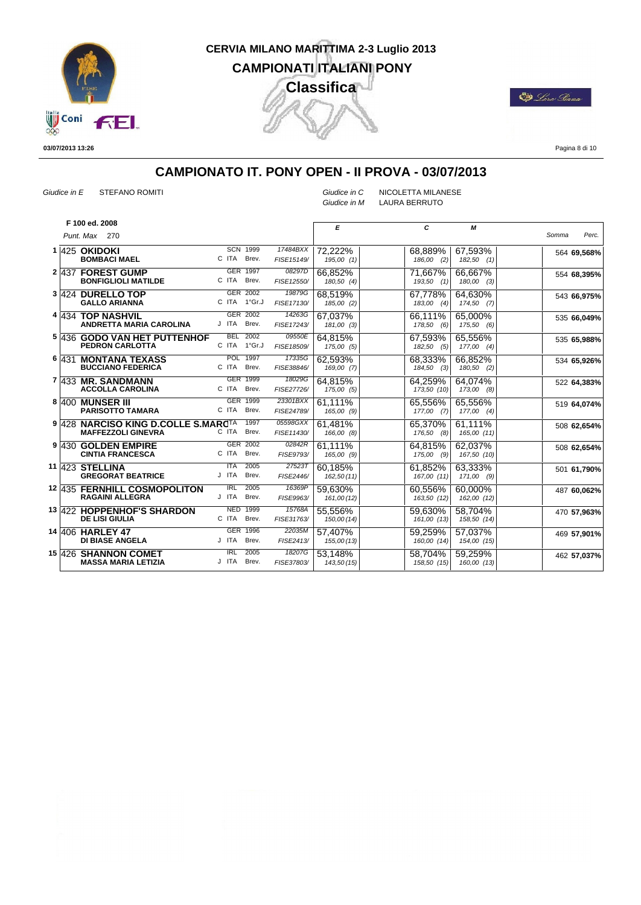# CERVIA MILANO MARITTIMA 2-3 Luglio 2013

## CAMPIONATI ITALIANI PONY

### Classifica

03/07/2013 13:26

## CAMPIONATO IT. PONY OPEN - II PROVA - 03/07/2013

*Giudice in E* STEFANO ROMITI

*Giudice in C* NICOLETTA MILANESE
*Giudice in M* LAURA BERRUTO

**F 100 ed. 2008**
*Punt. Max* 270

| Pos. | N. | Cavallo / Cavaliere | | | E | C | M | Somma | Perc. |
|---|---|---|---|---|---|---|---|---|---|
| 1 | 425 | **OKIDOKI** / **BOMBACI MAEL** | SCN 1999 / C ITA Brev. | 17484BXX / FISE15149/ | 72,222% 195,00 (1) | 68,889% 186,00 (2) | 67,593% 182,50 (1) | 564 | **69,568%** |
| 2 | 437 | **FOREST GUMP** / **BONFIGLIOLI MATILDE** | GER 1997 / C ITA Brev. | 08297D / FISE12550/ | 66,852% 180,50 (4) | 71,667% 193,50 (1) | 66,667% 180,00 (3) | 554 | **68,395%** |
| 3 | 424 | **DURELLO TOP** / **GALLO ARIANNA** | GER 2002 / C ITA 1°Gr.J | 19879G / FISE17130/ | 68,519% 185,00 (2) | 67,778% 183,00 (4) | 64,630% 174,50 (7) | 543 | **66,975%** |
| 4 | 434 | **TOP NASHVIL** / **ANDRETTA MARIA CAROLINA** | GER 2002 / J ITA Brev. | 14263G / FISE17243/ | 67,037% 181,00 (3) | 66,111% 178,50 (6) | 65,000% 175,50 (6) | 535 | **66,049%** |
| 5 | 436 | **GODO VAN HET PUTTENHOF** / **PEDRON CARLOTTA** | BEL 2002 / C ITA 1°Gr.J | 09550E / FISE18509/ | 64,815% 175,00 (5) | 67,593% 182,50 (5) | 65,556% 177,00 (4) | 535 | **65,988%** |
| 6 | 431 | **MONTANA TEXASS** / **BUCCIANO FEDERICA** | POL 1997 / C ITA Brev. | 17335G / FISE38846/ | 62,593% 169,00 (7) | 68,333% 184,50 (3) | 66,852% 180,50 (2) | 534 | **65,926%** |
| 7 | 433 | **MR. SANDMANN** / **ACCOLLA CAROLINA** | GER 1999 / C ITA Brev. | 18029G / FISE27726/ | 64,815% 175,00 (5) | 64,259% 173,50 (10) | 64,074% 173,00 (8) | 522 | **64,383%** |
| 8 | 400 | **MUNSER III** / **PARISOTTO TAMARA** | GER 1999 / C ITA Brev. | 23301BXX / FISE24789/ | 61,111% 165,00 (9) | 65,556% 177,00 (7) | 65,556% 177,00 (4) | 519 | **64,074%** |
| 9 | 428 | **NARCISO KING D.COLLE S.MARC** / **MAFFEZZOLI GINEVRA** | ITA 1997 / C ITA Brev. | 05598GXX / FISE11430/ | 61,481% 166,00 (8) | 65,370% 176,50 (8) | 61,111% 165,00 (11) | 508 | **62,654%** |
| 9 | 430 | **GOLDEN EMPIRE** / **CINTIA FRANCESCA** | GER 2002 / C ITA Brev. | 02842R / FISE9793/ | 61,111% 165,00 (9) | 64,815% 175,00 (9) | 62,037% 167,50 (10) | 508 | **62,654%** |
| 11 | 423 | **STELLINA** / **GREGORAT BEATRICE** | ITA 2005 / J ITA Brev. | 27523T / FISE2446/ | 60,185% 162,50 (11) | 61,852% 167,00 (11) | 63,333% 171,00 (9) | 501 | **61,790%** |
| 12 | 435 | **FERNHILL COSMOPOLITON** / **RAGAINI ALLEGRA** | IRL 2005 / J ITA Brev. | 16369P / FISE9963/ | 59,630% 161,00 (12) | 60,556% 163,50 (12) | 60,000% 162,00 (12) | 487 | **60,062%** |
| 13 | 422 | **HOPPENHOF'S SHARDON** / **DE LISI GIULIA** | NED 1999 / C ITA Brev. | 15768A / FISE31763/ | 55,556% 150,00 (14) | 59,630% 161,00 (13) | 58,704% 158,50 (14) | 470 | **57,963%** |
| 14 | 406 | **HARLEY 47** / **DI BIASE ANGELA** | GER 1996 / J ITA Brev. | 22035M / FISE2413/ | 57,407% 155,00 (13) | 59,259% 160,00 (14) | 57,037% 154,00 (15) | 469 | **57,901%** |
| 15 | 426 | **SHANNON COMET** / **MASSA MARIA LETIZIA** | IRL 2005 / J ITA Brev. | 18207G / FISE37803/ | 53,148% 143,50 (15) | 58,704% 158,50 (15) | 59,259% 160,00 (13) | 462 | **57,037%** |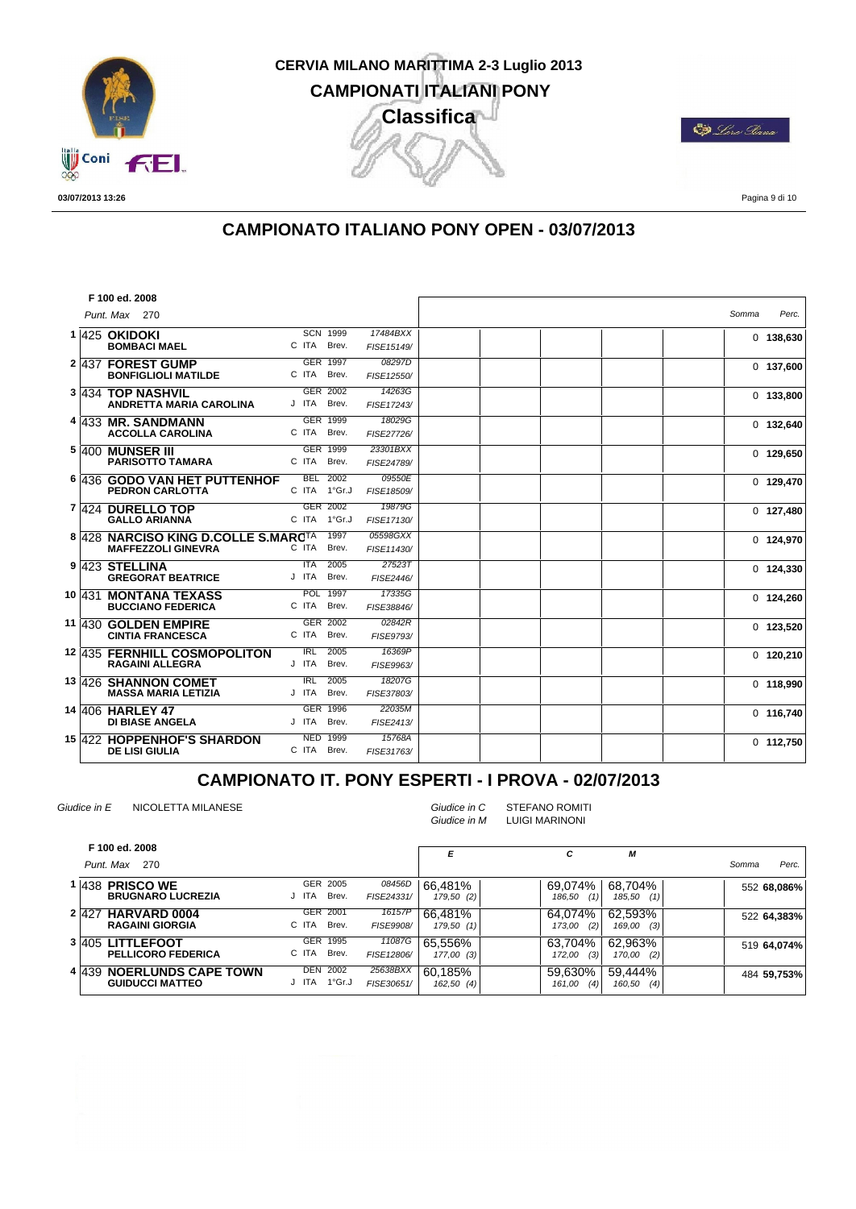# CERVIA MILANO MARITTIMA 2-3 Luglio 2013

## CAMPIONATI ITALIANI PONY

### Classifica

03/07/2013 13:26

## CAMPIONATO ITALIANO PONY OPEN - 03/07/2013

**F 100 ed. 2008**

*Punt. Max* 270

| | N. | Cavallo / Cavaliere | Naz. / Anno | Cod. | | | | | Somma | Perc. |
|---|---|---|---|---|---|---|---|---|---|---|
| 1 | 425 | **OKIDOKI** **BOMBACI MAEL** | SCN 1999 C ITA Brev. | 17484BXX FISE15149/ | | | | | 0 | **138,630** |
| 2 | 437 | **FOREST GUMP** **BONFIGLIOLI MATILDE** | GER 1997 C ITA Brev. | 08297D FISE12550/ | | | | | 0 | **137,600** |
| 3 | 434 | **TOP NASHVIL** **ANDRETTA MARIA CAROLINA** | GER 2002 J ITA Brev. | 14263G FISE17243/ | | | | | 0 | **133,800** |
| 4 | 433 | **MR. SANDMANN** **ACCOLLA CAROLINA** | GER 1999 C ITA Brev. | 18029G FISE27726/ | | | | | 0 | **132,640** |
| 5 | 400 | **MUNSER III** **PARISOTTO TAMARA** | GER 1999 C ITA Brev. | 23301BXX FISE24789/ | | | | | 0 | **129,650** |
| 6 | 436 | **GODO VAN HET PUTTENHOF** **PEDRON CARLOTTA** | BEL 2002 C ITA 1°Gr.J | 09550E FISE18509/ | | | | | 0 | **129,470** |
| 7 | 424 | **DURELLO TOP** **GALLO ARIANNA** | GER 2002 C ITA 1°Gr.J | 19879G FISE17130/ | | | | | 0 | **127,480** |
| 8 | 428 | **NARCISO KING D.COLLE S.MARC** **MAFFEZZOLI GINEVRA** | ITA 1997 C ITA Brev. | 05598GXX FISE11430/ | | | | | 0 | **124,970** |
| 9 | 423 | **STELLINA** **GREGORAT BEATRICE** | ITA 2005 J ITA Brev. | 27523T FISE2446/ | | | | | 0 | **124,330** |
| 10 | 431 | **MONTANA TEXASS** **BUCCIANO FEDERICA** | POL 1997 C ITA Brev. | 17335G FISE38846/ | | | | | 0 | **124,260** |
| 11 | 430 | **GOLDEN EMPIRE** **CINTIA FRANCESCA** | GER 2002 C ITA Brev. | 02842R FISE9793/ | | | | | 0 | **123,520** |
| 12 | 435 | **FERNHILL COSMOPOLITON** **RAGAINI ALLEGRA** | IRL 2005 J ITA Brev. | 16369P FISE9963/ | | | | | 0 | **120,210** |
| 13 | 426 | **SHANNON COMET** **MASSA MARIA LETIZIA** | IRL 2005 J ITA Brev. | 18207G FISE37803/ | | | | | 0 | **118,990** |
| 14 | 406 | **HARLEY 47** **DI BIASE ANGELA** | GER 1996 J ITA Brev. | 22035M FISE2413/ | | | | | 0 | **116,740** |
| 15 | 422 | **HOPPENHOF'S SHARDON** **DE LISI GIULIA** | NED 1999 C ITA Brev. | 15768A FISE31763/ | | | | | 0 | **112,750** |

## CAMPIONATO IT. PONY ESPERTI - I PROVA - 02/07/2013

*Giudice in E* NICOLETTA MILANESE
*Giudice in C* STEFANO ROMITI
*Giudice in M* LUIGI MARINONI

**F 100 ed. 2008**

*Punt. Max* 270

| | N. | Cavallo / Cavaliere | Naz. / Anno | Cod. | E | | C | M | | Somma | Perc. |
|---|---|---|---|---|---|---|---|---|---|---|---|
| 1 | 438 | **PRISCO WE** **BRUGNARO LUCREZIA** | GER 2005 J ITA Brev. | 08456D FISE24331/ | 66,481% *179,50 (2)* | | 69,074% *186,50 (1)* | 68,704% *185,50 (1)* | | 552 | **68,086%** |
| 2 | 427 | **HARVARD 0004** **RAGAINI GIORGIA** | GER 2001 C ITA Brev. | 16157P FISE9908/ | 66,481% *179,50 (1)* | | 64,074% *173,00 (2)* | 62,593% *169,00 (3)* | | 522 | **64,383%** |
| 3 | 405 | **LITTLEFOOT** **PELLICORO FEDERICA** | GER 1995 C ITA Brev. | 11087G FISE12806/ | 65,556% *177,00 (3)* | | 63,704% *172,00 (3)* | 62,963% *170,00 (2)* | | 519 | **64,074%** |
| 4 | 439 | **NOERLUNDS CAPE TOWN** **GUIDUCCI MATTEO** | DEN 2002 J ITA 1°Gr.J | 25638BXX FISE30651/ | 60,185% *162,50 (4)* | | 59,630% *161,00 (4)* | 59,444% *160,50 (4)* | | 484 | **59,753%** |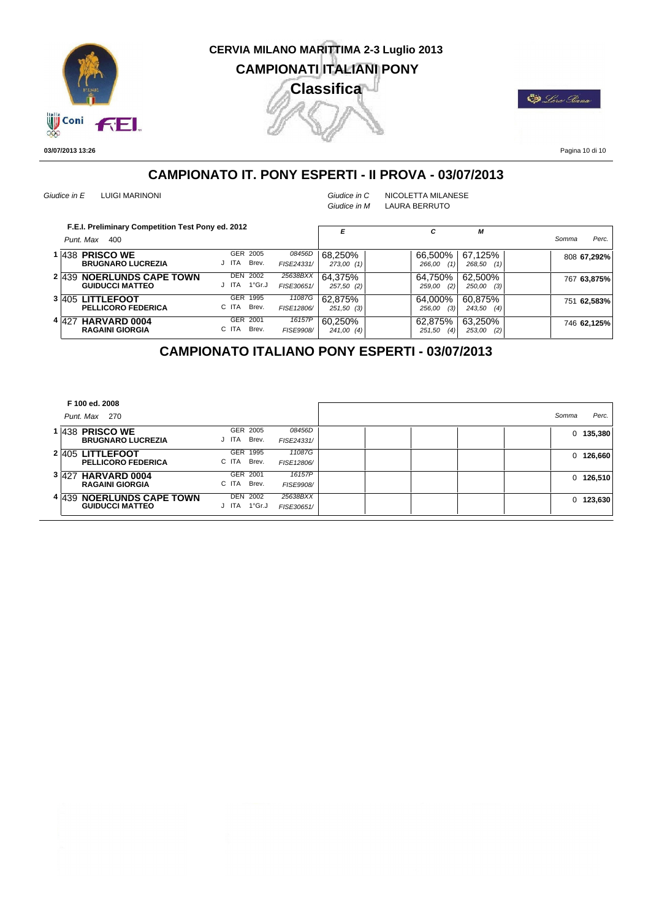# CERVIA MILANO MARITTIMA 2-3 Luglio 2013

## CAMPIONATI ITALIANI PONY

### Classifica

03/07/2013 13:26

## CAMPIONATO IT. PONY ESPERTI - II PROVA - 03/07/2013

*Giudice in E* LUIGI MARINONI

*Giudice in C* NICOLETTA MILANESE
*Giudice in M* LAURA BERRUTO

**F.E.I. Preliminary Competition Test Pony ed. 2012**
*Punt. Max* 400

| | | | | E | C | M | Somma | Perc. |
|---|---|---|---|---|---|---|---|---|
| 1 | 438 **PRISCO WE** / **BRUGNARO LUCREZIA** | GER 2005 / J ITA Brev. | 08456D / FISE24331/ | 68,250% *273,00 (1)* | 66,500% *266,00 (1)* | 67,125% *268,50 (1)* | 808 | **67,292%** |
| 2 | 439 **NOERLUNDS CAPE TOWN** / **GUIDUCCI MATTEO** | DEN 2002 / J ITA 1°Gr.J | 25638BXX / FISE30651/ | 64,375% *257,50 (2)* | 64,750% *259,00 (2)* | 62,500% *250,00 (3)* | 767 | **63,875%** |
| 3 | 405 **LITTLEFOOT** / **PELLICORO FEDERICA** | GER 1995 / C ITA Brev. | 11087G / FISE12806/ | 62,875% *251,50 (3)* | 64,000% *256,00 (3)* | 60,875% *243,50 (4)* | 751 | **62,583%** |
| 4 | 427 **HARVARD 0004** / **RAGAINI GIORGIA** | GER 2001 / C ITA Brev. | 16157P / FISE9908/ | 60,250% *241,00 (4)* | 62,875% *251,50 (4)* | 63,250% *253,00 (2)* | 746 | **62,125%** |

## CAMPIONATO ITALIANO PONY ESPERTI - 03/07/2013

**F 100 ed. 2008**
*Punt. Max* 270

| | | | | Somma | Perc. |
|---|---|---|---|---|---|
| 1 | 438 **PRISCO WE** / **BRUGNARO LUCREZIA** | GER 2005 / J ITA Brev. | 08456D / FISE24331/ | 0 | **135,380** |
| 2 | 405 **LITTLEFOOT** / **PELLICORO FEDERICA** | GER 1995 / C ITA Brev. | 11087G / FISE12806/ | 0 | **126,660** |
| 3 | 427 **HARVARD 0004** / **RAGAINI GIORGIA** | GER 2001 / C ITA Brev. | 16157P / FISE9908/ | 0 | **126,510** |
| 4 | 439 **NOERLUNDS CAPE TOWN** / **GUIDUCCI MATTEO** | DEN 2002 / J ITA 1°Gr.J | 25638BXX / FISE30651/ | 0 | **123,630** |